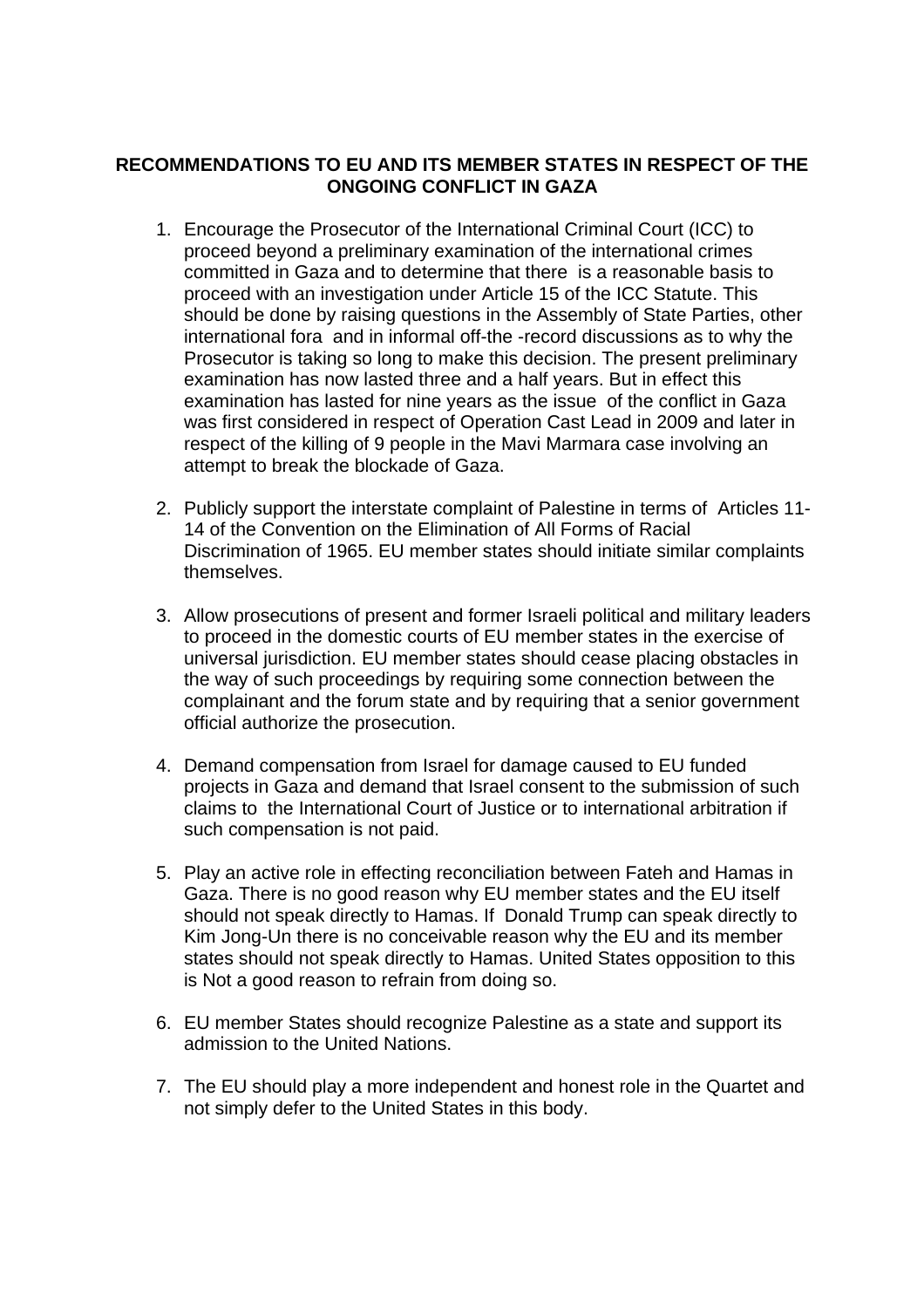**RECOMMENDATIONS TO EU AND ITS MEMBER STATES IN RESPECT OF THE ONGOING CONFLICT IN GAZA**

1. Encourage the Prosecutor of the International Criminal Court (ICC) to proceed beyond a preliminary examination of the international crimes committed in Gaza and to determine that there is a reasonable basis to proceed with an investigation under Article 15 of the ICC Statute. This should be done by raising questions in the Assembly of State Parties, other international fora and in informal off-the -record discussions as to why the Prosecutor is taking so long to make this decision. The present preliminary examination has now lasted three and a half years. But in effect this examination has lasted for nine years as the issue of the conflict in Gaza was first considered in respect of Operation Cast Lead in 2009 and later in respect of the killing of 9 people in the Mavi Marmara case involving an attempt to break the blockade of Gaza.

2. Publicly support the interstate complaint of Palestine in terms of Articles 11-14 of the Convention on the Elimination of All Forms of Racial Discrimination of 1965. EU member states should initiate similar complaints themselves.

3. Allow prosecutions of present and former Israeli political and military leaders to proceed in the domestic courts of EU member states in the exercise of universal jurisdiction. EU member states should cease placing obstacles in the way of such proceedings by requiring some connection between the complainant and the forum state and by requiring that a senior government official authorize the prosecution.

4. Demand compensation from Israel for damage caused to EU funded projects in Gaza and demand that Israel consent to the submission of such claims to the International Court of Justice or to international arbitration if such compensation is not paid.

5. Play an active role in effecting reconciliation between Fateh and Hamas in Gaza. There is no good reason why EU member states and the EU itself should not speak directly to Hamas. If Donald Trump can speak directly to Kim Jong-Un there is no conceivable reason why the EU and its member states should not speak directly to Hamas. United States opposition to this is Not a good reason to refrain from doing so.

6. EU member States should recognize Palestine as a state and support its admission to the United Nations.

7. The EU should play a more independent and honest role in the Quartet and not simply defer to the United States in this body.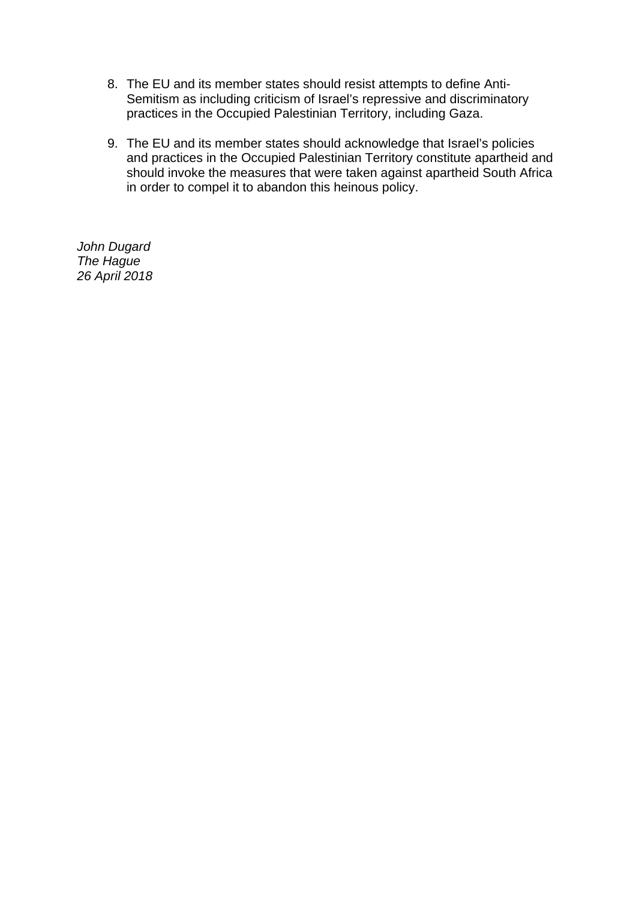8. The EU and its member states should resist attempts to define Anti-Semitism as including criticism of Israel's repressive and discriminatory practices in the Occupied Palestinian Territory, including Gaza.

9. The EU and its member states should acknowledge that Israel's policies and practices in the Occupied Palestinian Territory constitute apartheid and should invoke the measures that were taken against apartheid South Africa in order to compel it to abandon this heinous policy.

*John Dugard*
*The Hague*
*26 April 2018*